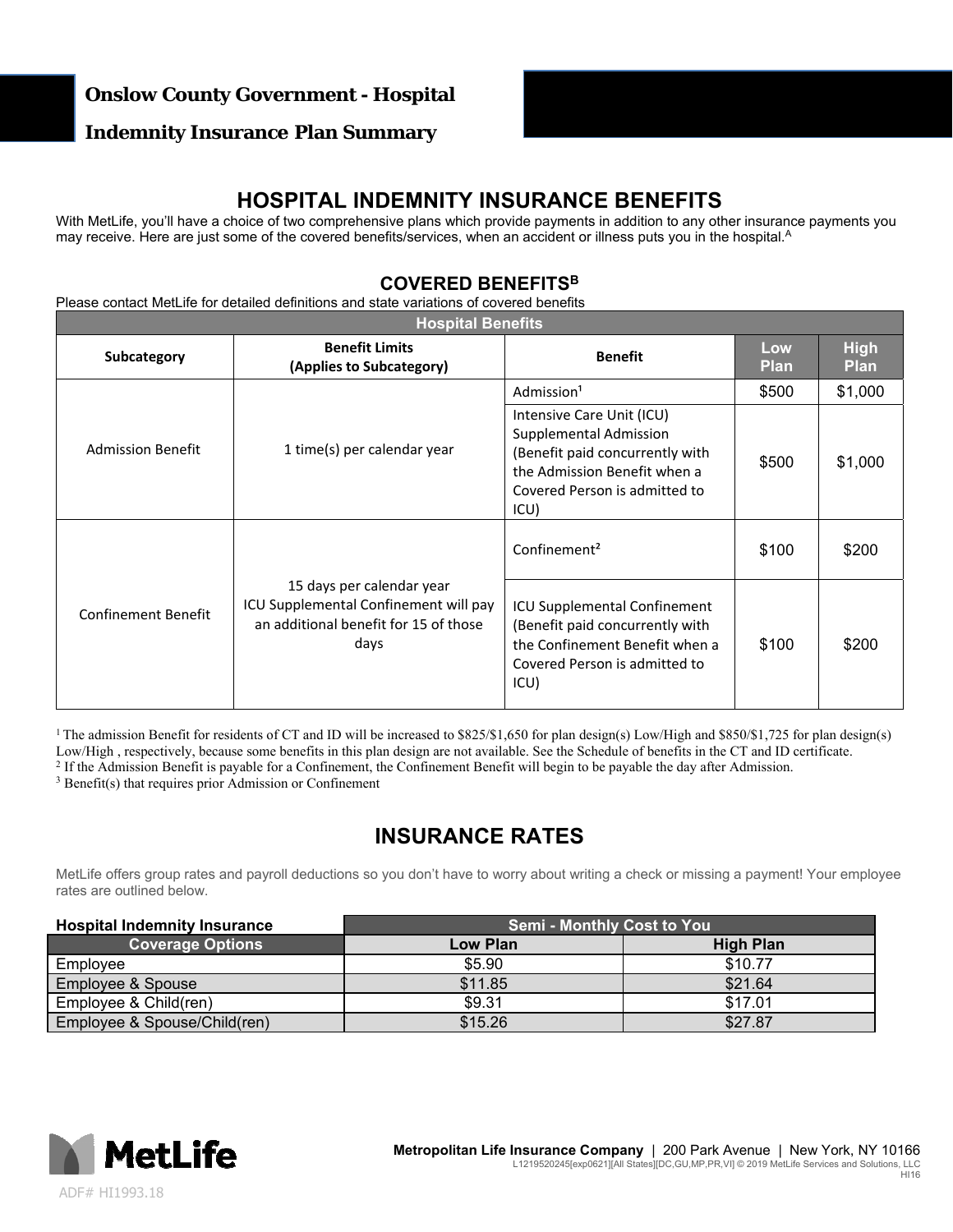# Onslow County Government - Hospital Indemnity Insurance Plan Summary

## HOSPITAL INDEMNITY INSURANCE BENEFITS

With MetLife, you'll have a choice of two comprehensive plans which provide payments in addition to any other insurance payments you may receive. Here are just some of the covered benefits/services, when an accident or illness puts you in the hospital.[A]

### COVERED BENEFITS[B]

Please contact MetLife for detailed definitions and state variations of covered benefits

| Hospital Benefits | | | | |
|---|---|---|---|---|
| **Subcategory** | **Benefit Limits (Applies to Subcategory)** | **Benefit** | **Low Plan** | **High Plan** |
| Admission Benefit | 1 time(s) per calendar year | Admission[1] | $500 | $1,000 |
| | | Intensive Care Unit (ICU) Supplemental Admission (Benefit paid concurrently with the Admission Benefit when a Covered Person is admitted to ICU) | $500 | $1,000 |
| Confinement Benefit | 15 days per calendar year ICU Supplemental Confinement will pay an additional benefit for 15 of those days | Confinement[2] | $100 | $200 |
| | | ICU Supplemental Confinement (Benefit paid concurrently with the Confinement Benefit when a Covered Person is admitted to ICU) | $100 | $200 |

[1] The admission Benefit for residents of CT and ID will be increased to $825/$1,650 for plan design(s) Low/High and $850/$1,725 for plan design(s) Low/High , respectively, because some benefits in this plan design are not available. See the Schedule of benefits in the CT and ID certificate.

[2] If the Admission Benefit is payable for a Confinement, the Confinement Benefit will begin to be payable the day after Admission.

[3] Benefit(s) that requires prior Admission or Confinement

## INSURANCE RATES

MetLife offers group rates and payroll deductions so you don't have to worry about writing a check or missing a payment! Your employee rates are outlined below.

| Hospital Indemnity Insurance | Semi - Monthly Cost to You | |
|---|---|---|
| **Coverage Options** | **Low Plan** | **High Plan** |
| Employee | $5.90 | $10.77 |
| Employee & Spouse | $11.85 | $21.64 |
| Employee & Child(ren) | $9.31 | $17.01 |
| Employee & Spouse/Child(ren) | $15.26 | $27.87 |

MetLife

**Metropolitan Life Insurance Company** | 200 Park Avenue | New York, NY 10166

L1219520245[exp0621][All States][DC,GU,MP,PR,VI] © 2019 MetLife Services and Solutions, LLC
HI16

ADF# HI1993.18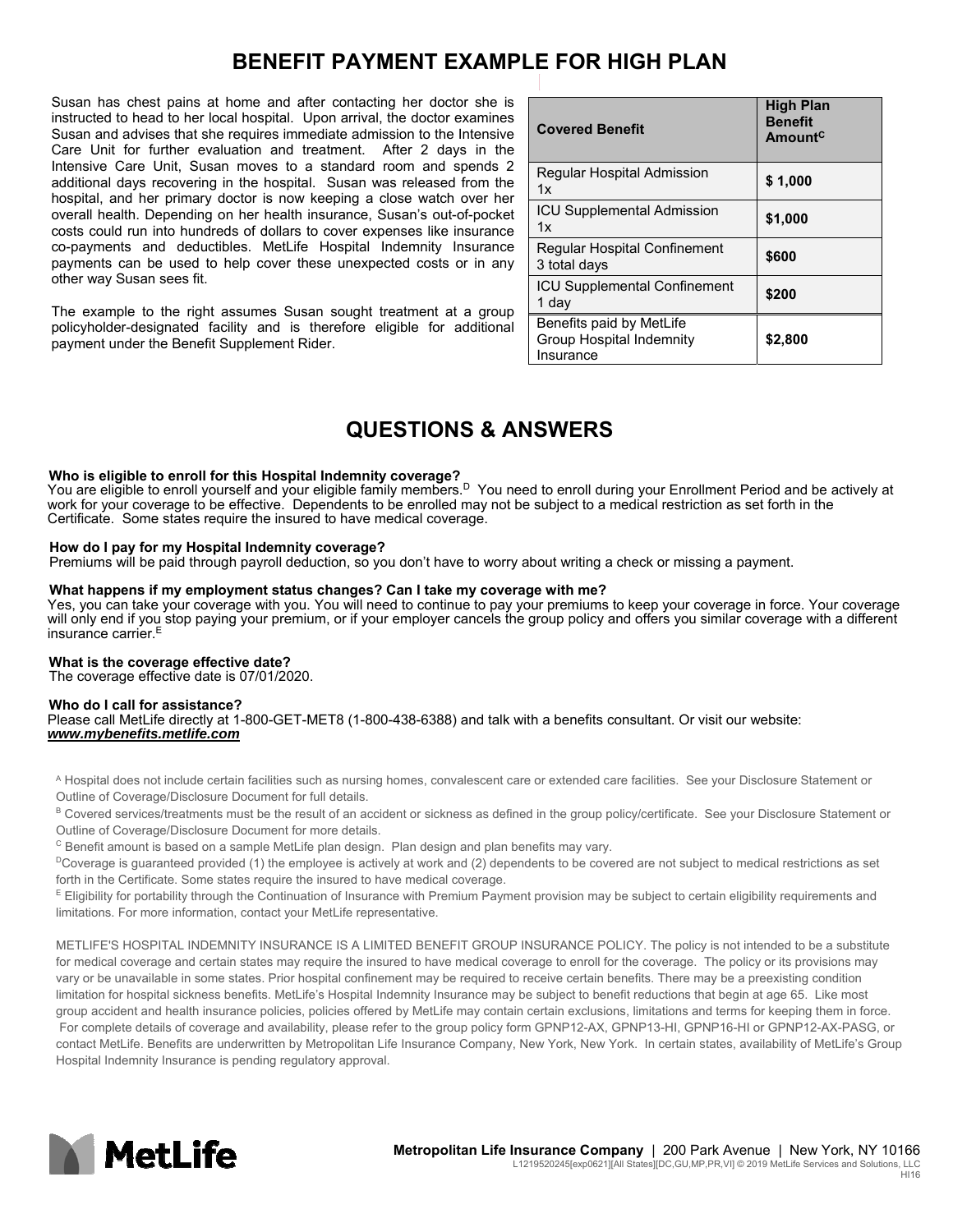# BENEFIT PAYMENT EXAMPLE FOR HIGH PLAN

Susan has chest pains at home and after contacting her doctor she is instructed to head to her local hospital. Upon arrival, the doctor examines Susan and advises that she requires immediate admission to the Intensive Care Unit for further evaluation and treatment. After 2 days in the Intensive Care Unit, Susan moves to a standard room and spends 2 additional days recovering in the hospital. Susan was released from the hospital, and her primary doctor is now keeping a close watch over her overall health. Depending on her health insurance, Susan's out-of-pocket costs could run into hundreds of dollars to cover expenses like insurance co-payments and deductibles. MetLife Hospital Indemnity Insurance payments can be used to help cover these unexpected costs or in any other way Susan sees fit.

The example to the right assumes Susan sought treatment at a group policyholder-designated facility and is therefore eligible for additional payment under the Benefit Supplement Rider.

| Covered Benefit | High Plan Benefit Amount[C] |
|---|---|
| Regular Hospital Admission 1x | $ 1,000 |
| ICU Supplemental Admission 1x | $1,000 |
| Regular Hospital Confinement 3 total days | $600 |
| ICU Supplemental Confinement 1 day | $200 |
| Benefits paid by MetLife Group Hospital Indemnity Insurance | $2,800 |

# QUESTIONS & ANSWERS

**Who is eligible to enroll for this Hospital Indemnity coverage?**
You are eligible to enroll yourself and your eligible family members.[D] You need to enroll during your Enrollment Period and be actively at work for your coverage to be effective. Dependents to be enrolled may not be subject to a medical restriction as set forth in the Certificate. Some states require the insured to have medical coverage.

**How do I pay for my Hospital Indemnity coverage?**
Premiums will be paid through payroll deduction, so you don't have to worry about writing a check or missing a payment.

**What happens if my employment status changes? Can I take my coverage with me?**
Yes, you can take your coverage with you. You will need to continue to pay your premiums to keep your coverage in force. Your coverage will only end if you stop paying your premium, or if your employer cancels the group policy and offers you similar coverage with a different insurance carrier.[E]

**What is the coverage effective date?**
The coverage effective date is 07/01/2020.

**Who do I call for assistance?**
Please call MetLife directly at 1-800-GET-MET8 (1-800-438-6388) and talk with a benefits consultant. Or visit our website: ***www.mybenefits.metlife.com***

[A] Hospital does not include certain facilities such as nursing homes, convalescent care or extended care facilities. See your Disclosure Statement or Outline of Coverage/Disclosure Document for full details.

[B] Covered services/treatments must be the result of an accident or sickness as defined in the group policy/certificate. See your Disclosure Statement or Outline of Coverage/Disclosure Document for more details.

[C] Benefit amount is based on a sample MetLife plan design. Plan design and plan benefits may vary.

[D] Coverage is guaranteed provided (1) the employee is actively at work and (2) dependents to be covered are not subject to medical restrictions as set forth in the Certificate. Some states require the insured to have medical coverage.

[E] Eligibility for portability through the Continuation of Insurance with Premium Payment provision may be subject to certain eligibility requirements and limitations. For more information, contact your MetLife representative.

METLIFE'S HOSPITAL INDEMNITY INSURANCE IS A LIMITED BENEFIT GROUP INSURANCE POLICY. The policy is not intended to be a substitute for medical coverage and certain states may require the insured to have medical coverage to enroll for the coverage. The policy or its provisions may vary or be unavailable in some states. Prior hospital confinement may be required to receive certain benefits. There may be a preexisting condition limitation for hospital sickness benefits. MetLife's Hospital Indemnity Insurance may be subject to benefit reductions that begin at age 65. Like most group accident and health insurance policies, policies offered by MetLife may contain certain exclusions, limitations and terms for keeping them in force. For complete details of coverage and availability, please refer to the group policy form GPNP12-AX, GPNP13-HI, GPNP16-HI or GPNP12-AX-PASG, or contact MetLife. Benefits are underwritten by Metropolitan Life Insurance Company, New York, New York. In certain states, availability of MetLife's Group Hospital Indemnity Insurance is pending regulatory approval.

MetLife

**Metropolitan Life Insurance Company** | 200 Park Avenue | New York, NY 10166
L1219520245[exp0621][All States][DC,GU,MP,PR,VI] © 2019 MetLife Services and Solutions, LLC
HI16